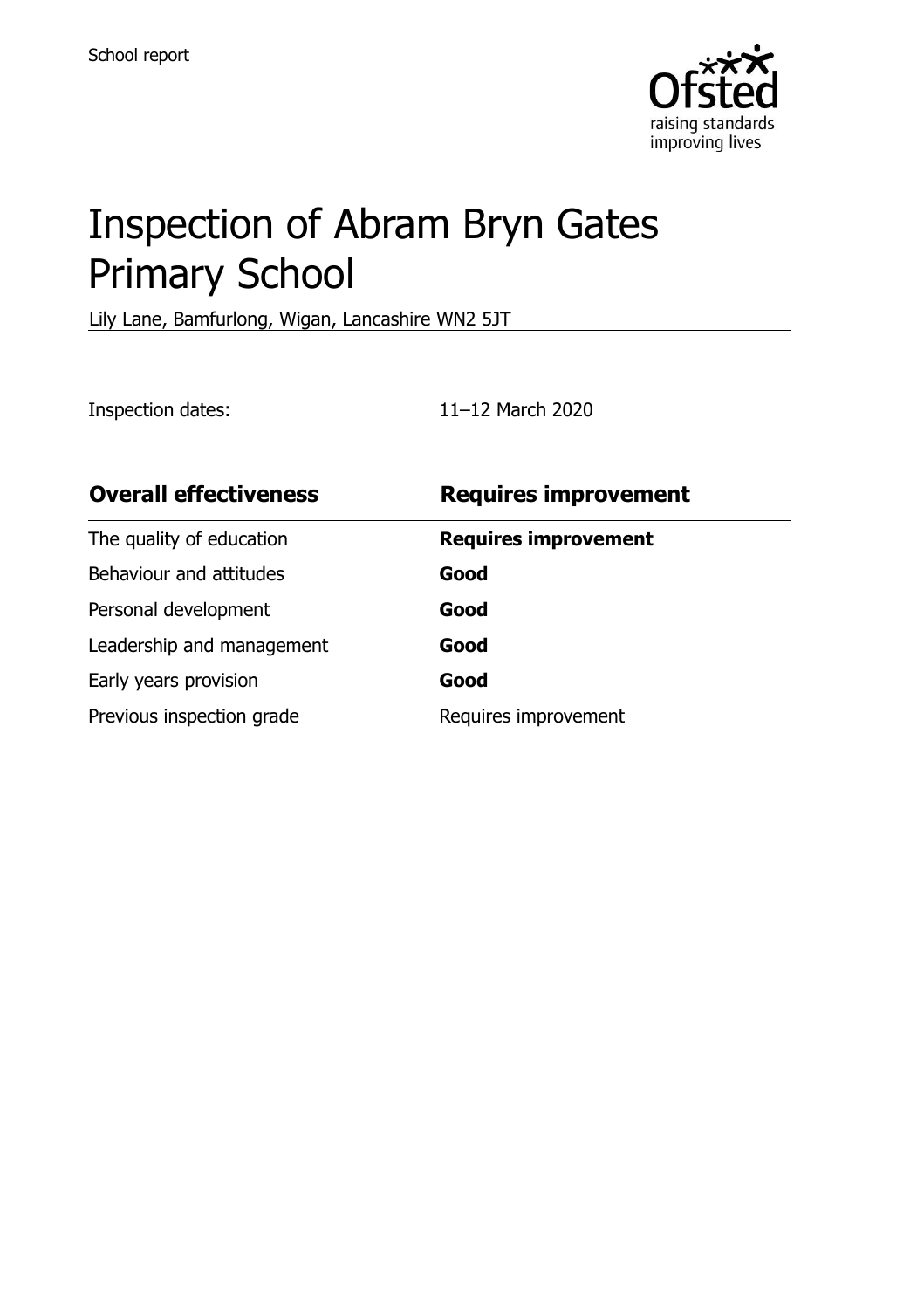School report

# Inspection of Abram Bryn Gates Primary School

Lily Lane, Bamfurlong, Wigan, Lancashire WN2 5JT

Inspection dates: 11–12 March 2020

| **Overall effectiveness** | **Requires improvement** |
|---|---|
| The quality of education | **Requires improvement** |
| Behaviour and attitudes | **Good** |
| Personal development | **Good** |
| Leadership and management | **Good** |
| Early years provision | **Good** |
| Previous inspection grade | Requires improvement |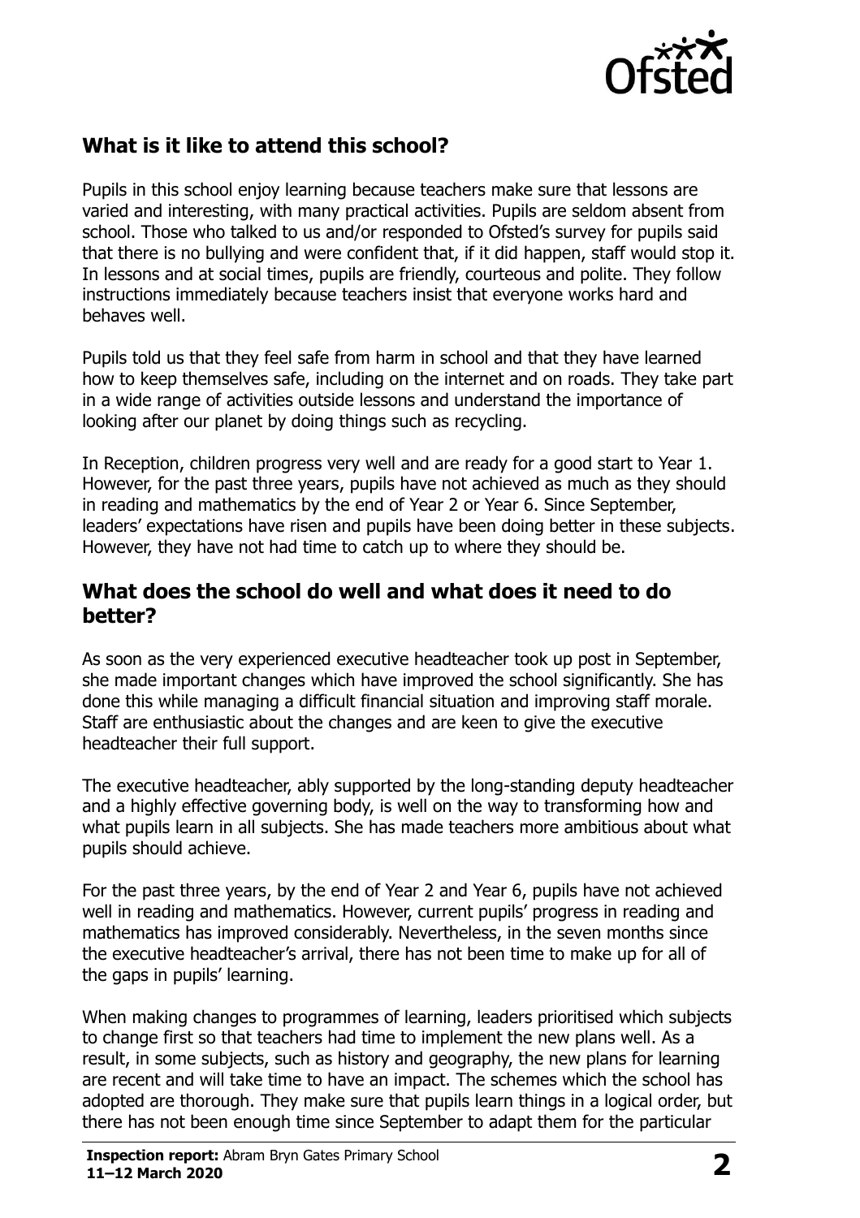## What is it like to attend this school?

Pupils in this school enjoy learning because teachers make sure that lessons are varied and interesting, with many practical activities. Pupils are seldom absent from school. Those who talked to us and/or responded to Ofsted's survey for pupils said that there is no bullying and were confident that, if it did happen, staff would stop it. In lessons and at social times, pupils are friendly, courteous and polite. They follow instructions immediately because teachers insist that everyone works hard and behaves well.

Pupils told us that they feel safe from harm in school and that they have learned how to keep themselves safe, including on the internet and on roads. They take part in a wide range of activities outside lessons and understand the importance of looking after our planet by doing things such as recycling.

In Reception, children progress very well and are ready for a good start to Year 1. However, for the past three years, pupils have not achieved as much as they should in reading and mathematics by the end of Year 2 or Year 6. Since September, leaders' expectations have risen and pupils have been doing better in these subjects. However, they have not had time to catch up to where they should be.

## What does the school do well and what does it need to do better?

As soon as the very experienced executive headteacher took up post in September, she made important changes which have improved the school significantly. She has done this while managing a difficult financial situation and improving staff morale. Staff are enthusiastic about the changes and are keen to give the executive headteacher their full support.

The executive headteacher, ably supported by the long-standing deputy headteacher and a highly effective governing body, is well on the way to transforming how and what pupils learn in all subjects. She has made teachers more ambitious about what pupils should achieve.

For the past three years, by the end of Year 2 and Year 6, pupils have not achieved well in reading and mathematics. However, current pupils' progress in reading and mathematics has improved considerably. Nevertheless, in the seven months since the executive headteacher's arrival, there has not been time to make up for all of the gaps in pupils' learning.

When making changes to programmes of learning, leaders prioritised which subjects to change first so that teachers had time to implement the new plans well. As a result, in some subjects, such as history and geography, the new plans for learning are recent and will take time to have an impact. The schemes which the school has adopted are thorough. They make sure that pupils learn things in a logical order, but there has not been enough time since September to adapt them for the particular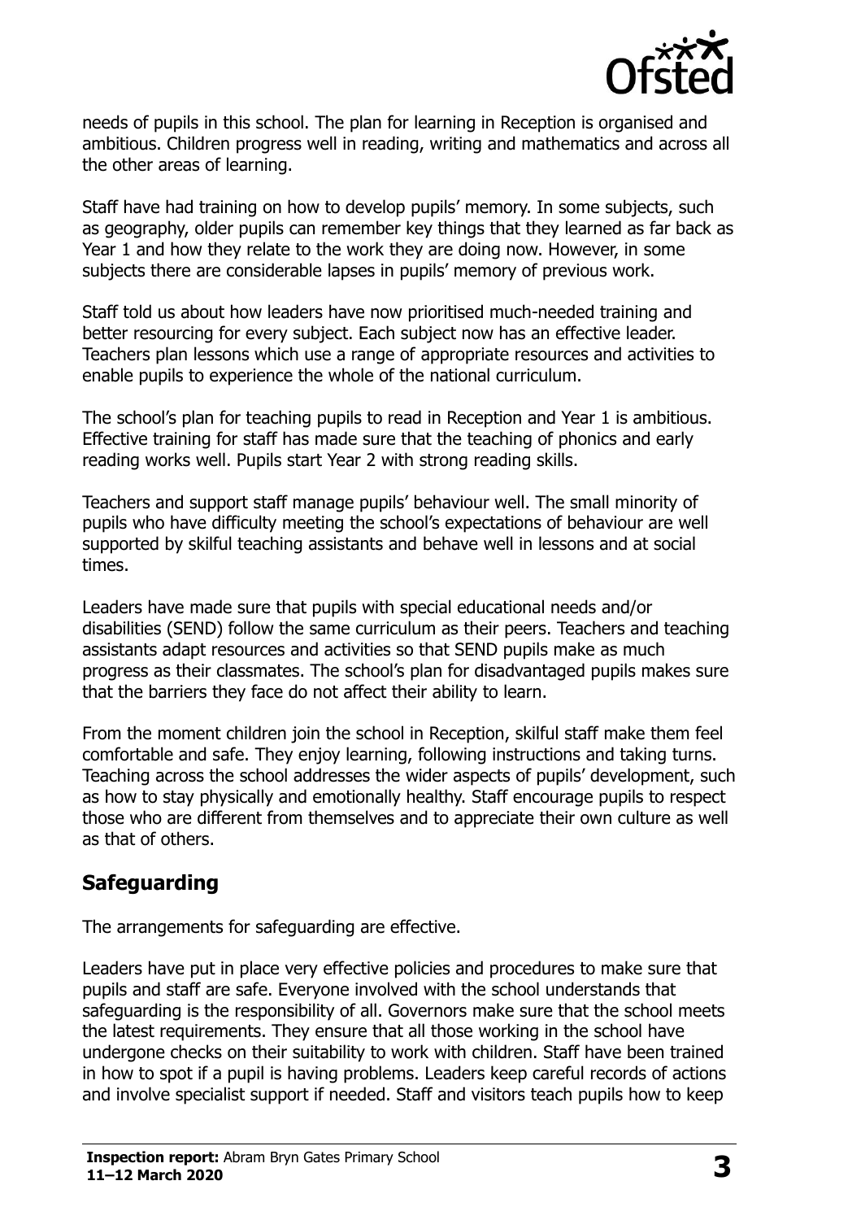needs of pupils in this school. The plan for learning in Reception is organised and ambitious. Children progress well in reading, writing and mathematics and across all the other areas of learning.

Staff have had training on how to develop pupils' memory. In some subjects, such as geography, older pupils can remember key things that they learned as far back as Year 1 and how they relate to the work they are doing now. However, in some subjects there are considerable lapses in pupils' memory of previous work.

Staff told us about how leaders have now prioritised much-needed training and better resourcing for every subject. Each subject now has an effective leader. Teachers plan lessons which use a range of appropriate resources and activities to enable pupils to experience the whole of the national curriculum.

The school's plan for teaching pupils to read in Reception and Year 1 is ambitious. Effective training for staff has made sure that the teaching of phonics and early reading works well. Pupils start Year 2 with strong reading skills.

Teachers and support staff manage pupils' behaviour well. The small minority of pupils who have difficulty meeting the school's expectations of behaviour are well supported by skilful teaching assistants and behave well in lessons and at social times.

Leaders have made sure that pupils with special educational needs and/or disabilities (SEND) follow the same curriculum as their peers. Teachers and teaching assistants adapt resources and activities so that SEND pupils make as much progress as their classmates. The school's plan for disadvantaged pupils makes sure that the barriers they face do not affect their ability to learn.

From the moment children join the school in Reception, skilful staff make them feel comfortable and safe. They enjoy learning, following instructions and taking turns. Teaching across the school addresses the wider aspects of pupils' development, such as how to stay physically and emotionally healthy. Staff encourage pupils to respect those who are different from themselves and to appreciate their own culture as well as that of others.

## Safeguarding

The arrangements for safeguarding are effective.

Leaders have put in place very effective policies and procedures to make sure that pupils and staff are safe. Everyone involved with the school understands that safeguarding is the responsibility of all. Governors make sure that the school meets the latest requirements. They ensure that all those working in the school have undergone checks on their suitability to work with children. Staff have been trained in how to spot if a pupil is having problems. Leaders keep careful records of actions and involve specialist support if needed. Staff and visitors teach pupils how to keep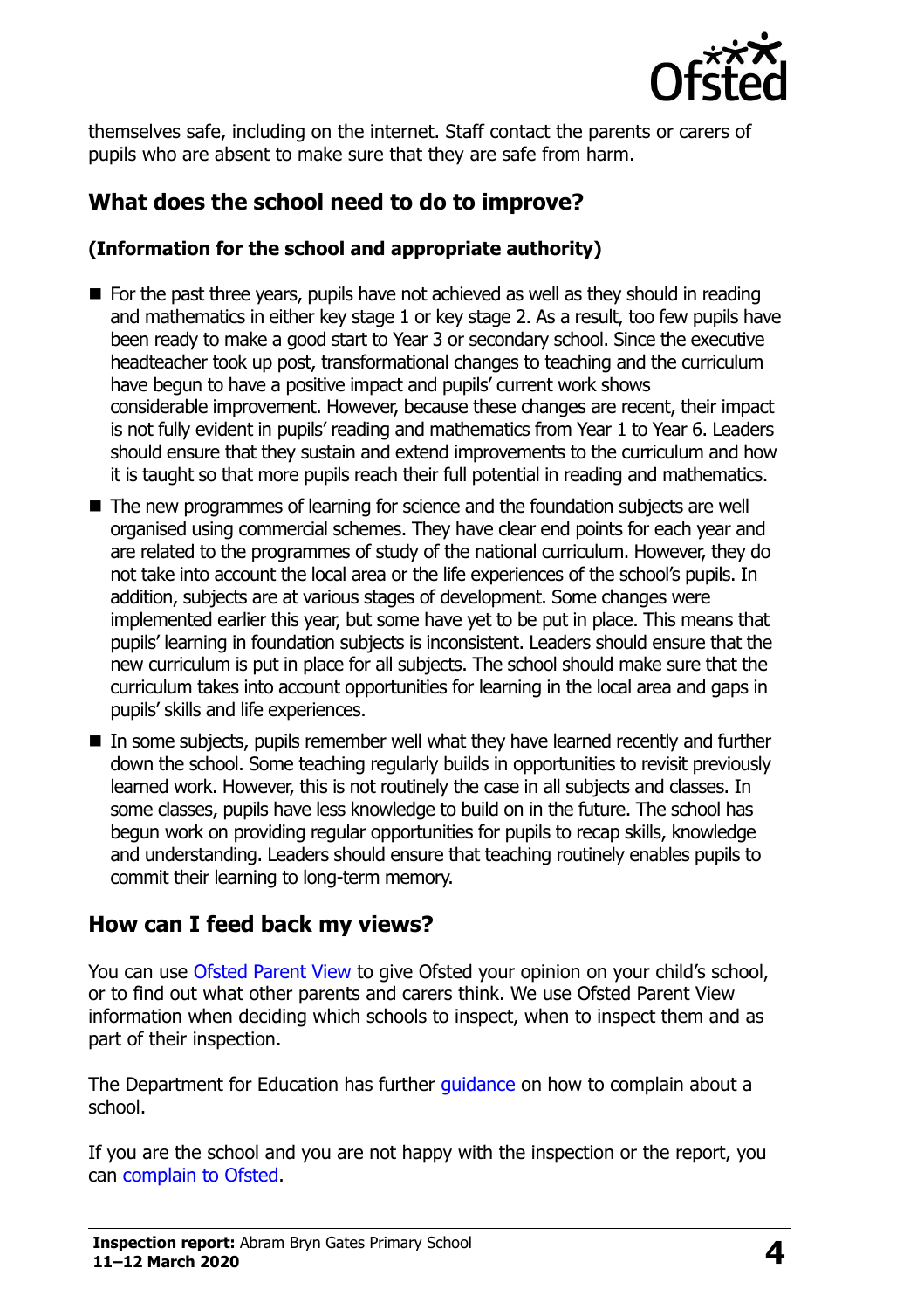themselves safe, including on the internet. Staff contact the parents or carers of pupils who are absent to make sure that they are safe from harm.

## What does the school need to do to improve?

**(Information for the school and appropriate authority)**

- For the past three years, pupils have not achieved as well as they should in reading and mathematics in either key stage 1 or key stage 2. As a result, too few pupils have been ready to make a good start to Year 3 or secondary school. Since the executive headteacher took up post, transformational changes to teaching and the curriculum have begun to have a positive impact and pupils' current work shows considerable improvement. However, because these changes are recent, their impact is not fully evident in pupils' reading and mathematics from Year 1 to Year 6. Leaders should ensure that they sustain and extend improvements to the curriculum and how it is taught so that more pupils reach their full potential in reading and mathematics.
- The new programmes of learning for science and the foundation subjects are well organised using commercial schemes. They have clear end points for each year and are related to the programmes of study of the national curriculum. However, they do not take into account the local area or the life experiences of the school's pupils. In addition, subjects are at various stages of development. Some changes were implemented earlier this year, but some have yet to be put in place. This means that pupils' learning in foundation subjects is inconsistent. Leaders should ensure that the new curriculum is put in place for all subjects. The school should make sure that the curriculum takes into account opportunities for learning in the local area and gaps in pupils' skills and life experiences.
- In some subjects, pupils remember well what they have learned recently and further down the school. Some teaching regularly builds in opportunities to revisit previously learned work. However, this is not routinely the case in all subjects and classes. In some classes, pupils have less knowledge to build on in the future. The school has begun work on providing regular opportunities for pupils to recap skills, knowledge and understanding. Leaders should ensure that teaching routinely enables pupils to commit their learning to long-term memory.

## How can I feed back my views?

You can use Ofsted Parent View to give Ofsted your opinion on your child's school, or to find out what other parents and carers think. We use Ofsted Parent View information when deciding which schools to inspect, when to inspect them and as part of their inspection.

The Department for Education has further guidance on how to complain about a school.

If you are the school and you are not happy with the inspection or the report, you can complain to Ofsted.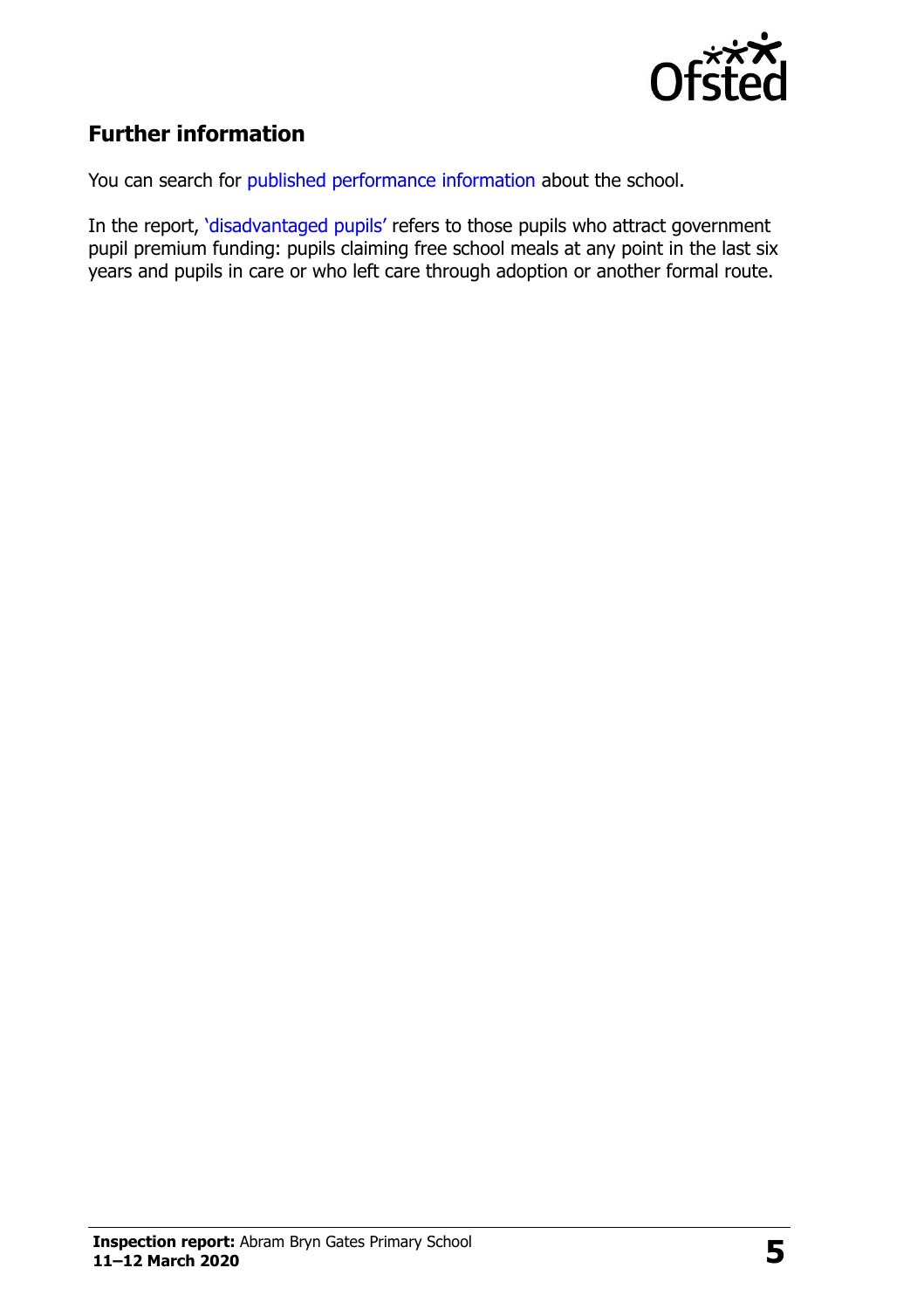## Further information

You can search for published performance information about the school.

In the report, 'disadvantaged pupils' refers to those pupils who attract government pupil premium funding: pupils claiming free school meals at any point in the last six years and pupils in care or who left care through adoption or another formal route.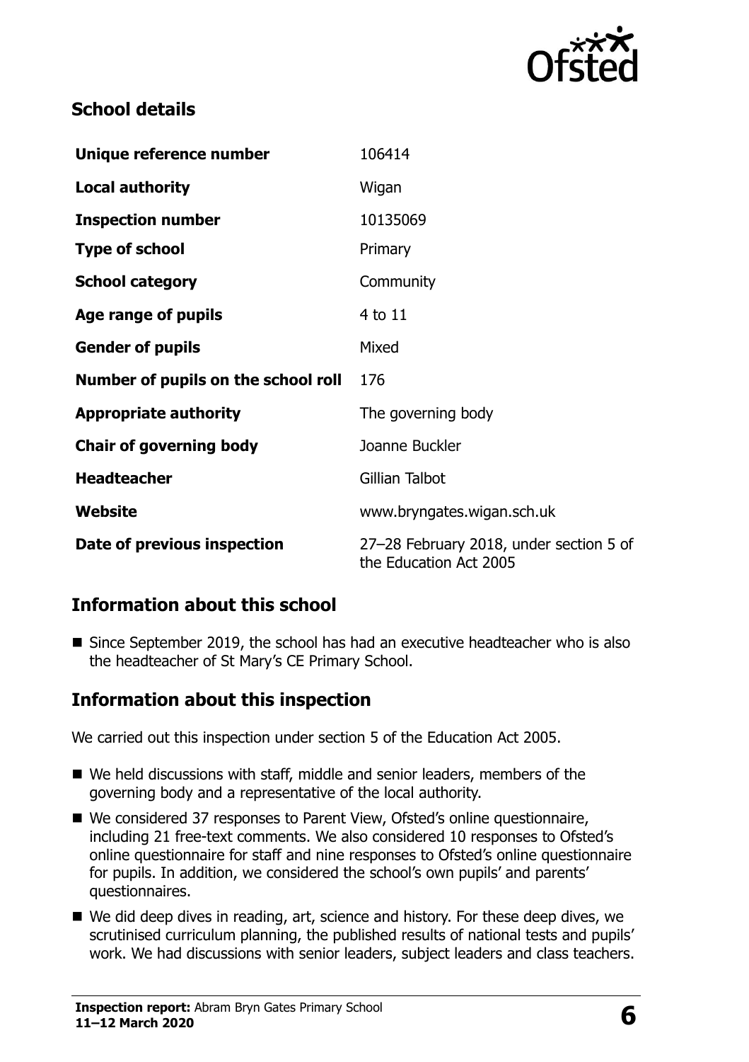## School details

| | |
|---|---|
| **Unique reference number** | 106414 |
| **Local authority** | Wigan |
| **Inspection number** | 10135069 |
| **Type of school** | Primary |
| **School category** | Community |
| **Age range of pupils** | 4 to 11 |
| **Gender of pupils** | Mixed |
| **Number of pupils on the school roll** | 176 |
| **Appropriate authority** | The governing body |
| **Chair of governing body** | Joanne Buckler |
| **Headteacher** | Gillian Talbot |
| **Website** | www.bryngates.wigan.sch.uk |
| **Date of previous inspection** | 27–28 February 2018, under section 5 of the Education Act 2005 |

## Information about this school

- Since September 2019, the school has had an executive headteacher who is also the headteacher of St Mary's CE Primary School.

## Information about this inspection

We carried out this inspection under section 5 of the Education Act 2005.

- We held discussions with staff, middle and senior leaders, members of the governing body and a representative of the local authority.
- We considered 37 responses to Parent View, Ofsted's online questionnaire, including 21 free-text comments. We also considered 10 responses to Ofsted's online questionnaire for staff and nine responses to Ofsted's online questionnaire for pupils. In addition, we considered the school's own pupils' and parents' questionnaires.
- We did deep dives in reading, art, science and history. For these deep dives, we scrutinised curriculum planning, the published results of national tests and pupils' work. We had discussions with senior leaders, subject leaders and class teachers.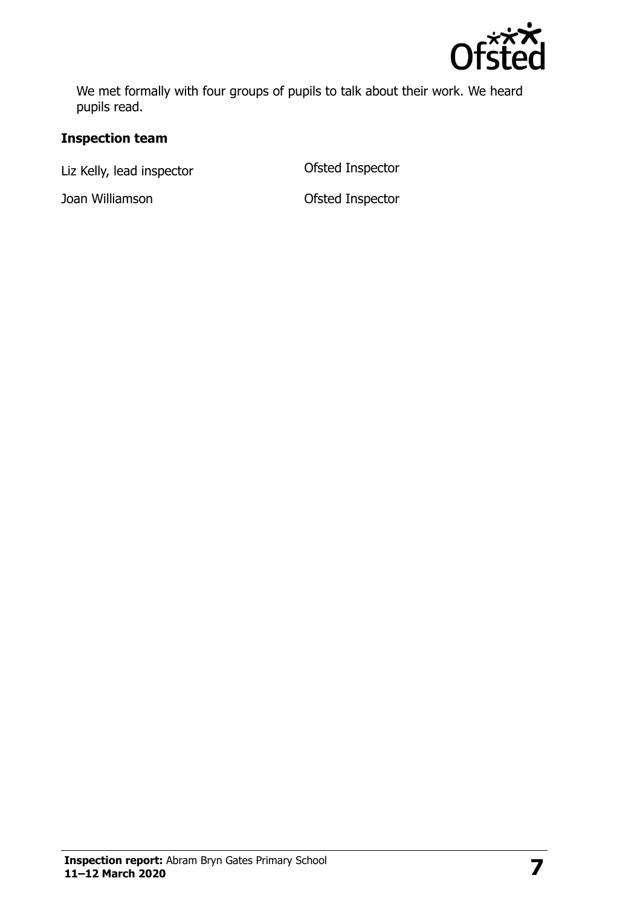We met formally with four groups of pupils to talk about their work. We heard pupils read.

### Inspection team

| | |
|---|---|
| Liz Kelly, lead inspector | Ofsted Inspector |
| Joan Williamson | Ofsted Inspector |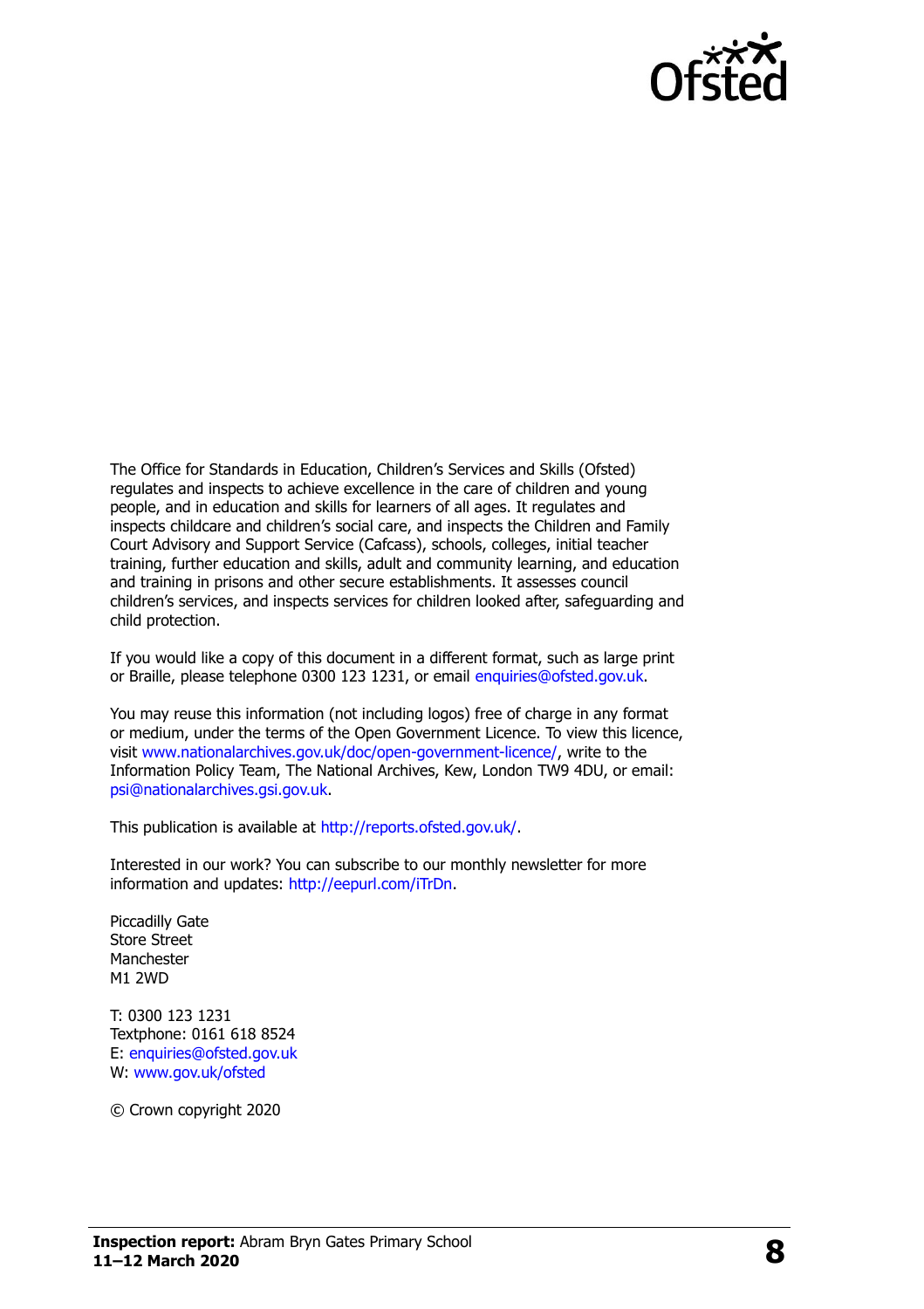The Office for Standards in Education, Children's Services and Skills (Ofsted) regulates and inspects to achieve excellence in the care of children and young people, and in education and skills for learners of all ages. It regulates and inspects childcare and children's social care, and inspects the Children and Family Court Advisory and Support Service (Cafcass), schools, colleges, initial teacher training, further education and skills, adult and community learning, and education and training in prisons and other secure establishments. It assesses council children's services, and inspects services for children looked after, safeguarding and child protection.

If you would like a copy of this document in a different format, such as large print or Braille, please telephone 0300 123 1231, or email enquiries@ofsted.gov.uk.

You may reuse this information (not including logos) free of charge in any format or medium, under the terms of the Open Government Licence. To view this licence, visit www.nationalarchives.gov.uk/doc/open-government-licence/, write to the Information Policy Team, The National Archives, Kew, London TW9 4DU, or email: psi@nationalarchives.gsi.gov.uk.

This publication is available at http://reports.ofsted.gov.uk/.

Interested in our work? You can subscribe to our monthly newsletter for more information and updates: http://eepurl.com/iTrDn.

Piccadilly Gate
Store Street
Manchester
M1 2WD

T: 0300 123 1231
Textphone: 0161 618 8524
E: enquiries@ofsted.gov.uk
W: www.gov.uk/ofsted

© Crown copyright 2020